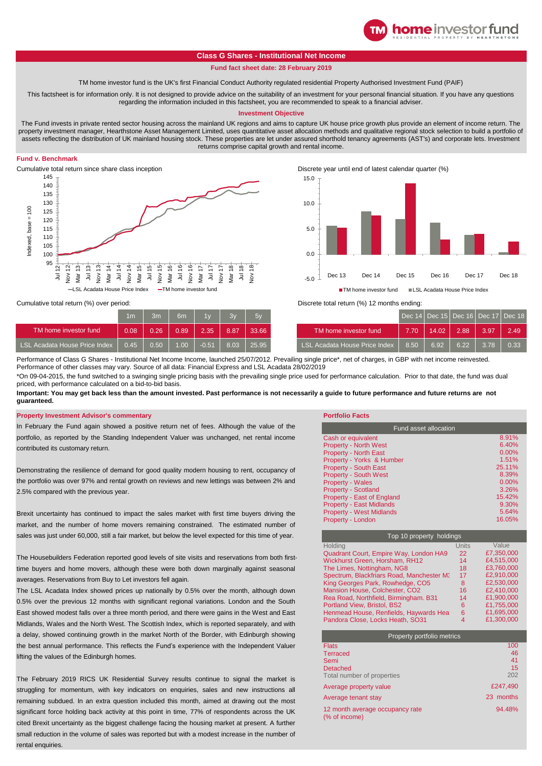# Class G Shares - Institutional Net Income

**Fund fact sheet date: 28 February 2019**

TM home investor fund is the UK's first Financial Conduct Authority regulated residential Property Authorised Investment Fund (PAIF)

This factsheet is for information only. It is not designed to provide advice on the suitability of an investment for your personal financial situation. If you have any questions regarding the information included in this factsheet, you are recommended to speak to a financial adviser.

## Investment Objective

The Fund invests in private rented sector housing across the mainland UK regions and aims to capture UK house price growth plus provide an element of income return. The property investment manager, Hearthstone Asset Management Limited, uses quantitative asset allocation methods and qualitative regional stock selection to build a portfolio of assets reflecting the distribution of UK mainland housing stock. These properties are let under assured shorthold tenancy agreements (AST's) and corporate lets. Investment returns comprise capital growth and rental income.

## Fund v. Benchmark

Cumulative total return since share class inception

Discrete year until end of latest calendar quarter (%)

Cumulative total return (%) over period:

| | 1m | 3m | 6m | 1y | 3y | 5y |
|---|---|---|---|---|---|---|
| TM home investor fund | 0.08 | 0.26 | 0.89 | 2.35 | 8.87 | 33.66 |
| LSL Acadata House Price Index | 0.45 | 0.50 | 1.00 | -0.51 | 8.03 | 25.95 |

Discrete total return (%) 12 months ending:

| | Dec 14 | Dec 15 | Dec 16 | Dec 17 | Dec 18 |
|---|---|---|---|---|---|
| TM home investor fund | 7.70 | 14.02 | 2.88 | 3.97 | 2.49 |
| LSL Acadata House Price Index | 8.50 | 6.92 | 6.22 | 3.78 | 0.33 |

Performance of Class G Shares - Institutional Net Income Income, launched 25/07/2012. Prevailing single price*, net of charges, in GBP with net income reinvested. Performance of other classes may vary. Source of all data: Financial Express and LSL Acadata 28/02/2019

*On 09-04-2015, the fund switched to a swinging single pricing basis with the prevailing single price used for performance calculation. Prior to that date, the fund was dual priced, with performance calculated on a bid-to-bid basis.

**Important: You may get back less than the amount invested. Past performance is not necessarily a guide to future performance and future returns are not guaranteed.**

## Property Investment Advisor's commentary

In February the Fund again showed a positive return net of fees. Although the value of the portfolio, as reported by the Standing Independent Valuer was unchanged, net rental income contributed its customary return.

Demonstrating the resilience of demand for good quality modern housing to rent, occupancy of the portfolio was over 97% and rental growth on reviews and new lettings was between 2% and 2.5% compared with the previous year.

Brexit uncertainty has continued to impact the sales market with first time buyers driving the market, and the number of home movers remaining constrained. The estimated number of sales was just under 60,000, still a fair market, but below the level expected for this time of year.

The Housebuilders Federation reported good levels of site visits and reservations from both first-time buyers and home movers, although these were both down marginally against seasonal averages. Reservations from Buy to Let investors fell again.

The LSL Acadata Index showed prices up nationally by 0.5% over the month, although down 0.5% over the previous 12 months with significant regional variations. London and the South East showed modest falls over a three month period, and there were gains in the West and East Midlands, Wales and the North West. The Scottish Index, which is reported separately, and with a delay, showed continuing growth in the market North of the Border, with Edinburgh showing the best annual performance. This reflects the Fund's experience with the Independent Valuer lifting the values of the Edinburgh homes.

The February 2019 RICS UK Residential Survey results continue to signal the market is struggling for momentum, with key indicators on enquiries, sales and new instructions all remaining subdued. In an extra question included this month, aimed at drawing out the most significant force holding back activity at this point in time, 77% of respondents across the UK cited Brexit uncertainty as the biggest challenge facing the housing market at present. A further small reduction in the volume of sales was reported but with a modest increase in the number of rental enquiries.

## Portfolio Facts

| Fund asset allocation | |
|---|---|
| Cash or equivalent | 8.91% |
| Property - North West | 6.40% |
| Property - North East | 0.00% |
| Property - Yorks & Humber | 1.51% |
| Property - South East | 25.11% |
| Property - South West | 8.39% |
| Property - Wales | 0.00% |
| Property - Scotland | 3.26% |
| Property - East of England | 15.42% |
| Property - East Midlands | 9.30% |
| Property - West Midlands | 5.64% |
| Property - London | 16.05% |

Top 10 property holdings

| Holding | Units | Value |
|---|---|---|
| Quadrant Court, Empire Way, London HA9 | 22 | £7,350,000 |
| Wickhurst Green, Horsham, RH12 | 14 | £4,515,000 |
| The Limes, Nottingham, NG8 | 18 | £3,760,000 |
| Spectrum, Blackfriars Road, Manchester M3 | 17 | £2,910,000 |
| King Georges Park, Rowhedge, CO5 | 8 | £2,530,000 |
| Mansion House, Colchester, CO2 | 16 | £2,410,000 |
| Rea Road, Northfield, Birmingham. B31 | 14 | £1,900,000 |
| Portland View, Bristol, BS2 | 6 | £1,755,000 |
| Henmead House, Renfields, Haywards Hea | 6 | £1,695,000 |
| Pandora Close, Locks Heath, SO31 | 4 | £1,300,000 |

| Property portfolio metrics | |
|---|---|
| Flats | 100 |
| Terraced | 46 |
| Semi | 41 |
| Detached | 15 |
| Total number of properties | 202 |
| Average property value | £247,490 |
| Average tenant stay | 23 months |
| 12 month average occupancy rate (% of income) | 94.48% |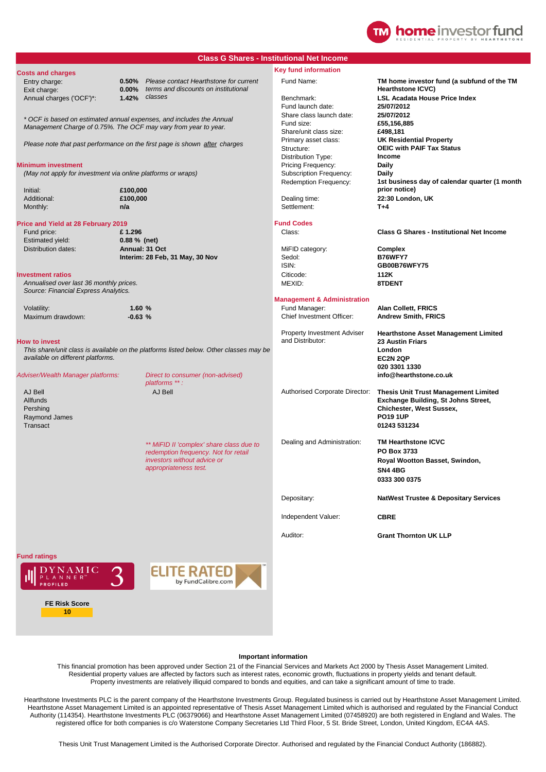## Class G Shares - Institutional Net Income

### Costs and charges

| | | |
|---|---|---|
| Entry charge: | 0.50% | *Please contact Hearthstone for current terms and discounts on institutional classes* |
| Exit charge: | 0.00% | |
| Annual charges ('OCF')*: | 1.42% | |

*\* OCF is based on estimated annual expenses, and includes the Annual Management Charge of 0.75%. The OCF may vary from year to year.*

*Please note that past performance on the first page is shown after charges*

### Minimum investment

*(May not apply for investment via online platforms or wraps)*

| | |
|---|---|
| Initial: | £100,000 |
| Additional: | £100,000 |
| Monthly: | n/a |

### Price and Yield at 28 February 2019

| | |
|---|---|
| Fund price: | £ 1.296 |
| Estimated yield: | 0.88 % (net) |
| Distribution dates: | Annual: 31 Oct<br>Interim: 28 Feb, 31 May, 30 Nov |

### Investment ratios

*Annualised over last 36 monthly prices.*
*Source: Financial Express Analytics.*

| | |
|---|---|
| Volatility: | 1.60 % |
| Maximum drawdown: | -0.63 % |

### How to invest

*This share/unit class is available on the platforms listed below. Other classes may be available on different platforms.*

*Adviser/Wealth Manager platforms:*

- AJ Bell
- Allfunds
- Pershing
- Raymond James
- Transact

*Direct to consumer (non-advised) platforms \*\* :*

- AJ Bell

*\*\* MiFID II 'complex' share class due to redemption frequency. Not for retail investors without advice or appropriateness test.*

### Fund ratings

DYNAMIC PLANNER PROFILED 3

ELITE RATED by FundCalibre.com

FE Risk Score
10

### Key fund information

| | |
|---|---|
| Fund Name: | TM home investor fund (a subfund of the TM Hearthstone ICVC) |
| Benchmark: | LSL Acadata House Price Index |
| Fund launch date: | 25/07/2012 |
| Share class launch date: | 25/07/2012 |
| Fund size: | £55,156,885 |
| Share/unit class size: | £498,181 |
| Primary asset class: | UK Residential Property |
| Structure: | OEIC with PAIF Tax Status |
| Distribution Type: | Income |
| Pricing Frequency: | Daily |
| Subscription Frequency: | Daily |
| Redemption Frequency: | 1st business day of calendar quarter (1 month prior notice) |
| Dealing time: | 22:30 London, UK |
| Settlement: | T+4 |

### Fund Codes

| | |
|---|---|
| Class: | Class G Shares - Institutional Net Income |
| MiFID category: | Complex |
| Sedol: | B76WFY7 |
| ISIN: | GB00B76WFY75 |
| Citicode: | 112K |
| MEXID: | 8TDENT |

### Management & Administration

| | |
|---|---|
| Fund Manager: | Alan Collett, FRICS |
| Chief Investment Officer: | Andrew Smith, FRICS |
| Property Investment Adviser and Distributor: | Hearthstone Asset Management Limited<br>23 Austin Friars<br>London<br>EC2N 2QP<br>020 3301 1330<br>info@hearthstone.co.uk |
| Authorised Corporate Director: | Thesis Unit Trust Management Limited<br>Exchange Building, St Johns Street,<br>Chichester, West Sussex,<br>PO19 1UP<br>01243 531234 |
| Dealing and Administration: | TM Hearthstone ICVC<br>PO Box 3733<br>Royal Wootton Basset, Swindon,<br>SN4 4BG<br>0333 300 0375 |
| Depositary: | NatWest Trustee & Depositary Services |
| Independent Valuer: | CBRE |
| Auditor: | Grant Thornton UK LLP |

### Important information

This financial promotion has been approved under Section 21 of the Financial Services and Markets Act 2000 by Thesis Asset Management Limited. Residential property values are affected by factors such as interest rates, economic growth, fluctuations in property yields and tenant default. Property investments are relatively illiquid compared to bonds and equities, and can take a significant amount of time to trade.

Hearthstone Investments PLC is the parent company of the Hearthstone Investments Group. Regulated business is carried out by Hearthstone Asset Management Limited. Hearthstone Asset Management Limited is an appointed representative of Thesis Asset Management Limited which is authorised and regulated by the Financial Conduct Authority (114354). Hearthstone Investments PLC (06379066) and Hearthstone Asset Management Limited (07458920) are both registered in England and Wales. The registered office for both companies is c/o Waterstone Company Secretaries Ltd Third Floor, 5 St. Bride Street, London, United Kingdom, EC4A 4AS.

Thesis Unit Trust Management Limited is the Authorised Corporate Director. Authorised and regulated by the Financial Conduct Authority (186882).